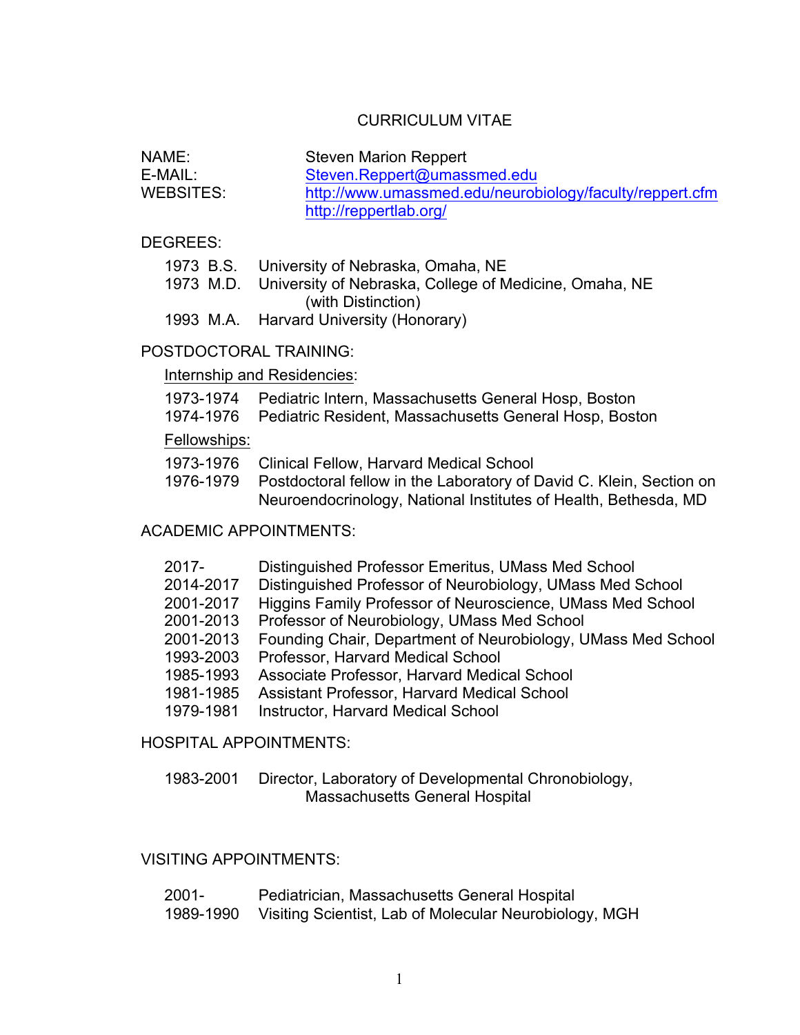# CURRICULUM VITAE

NAME: Steven Marion Reppert
E-MAIL: Steven.Reppert@umassmed.edu
WEBSITES: http://www.umassmed.edu/neurobiology/faculty/reppert.cfm
http://reppertlab.org/

## DEGREES:

- 1973 B.S. University of Nebraska, Omaha, NE
- 1973 M.D. University of Nebraska, College of Medicine, Omaha, NE (with Distinction)
- 1993 M.A. Harvard University (Honorary)

## POSTDOCTORAL TRAINING:

Internship and Residencies:

- 1973-1974 Pediatric Intern, Massachusetts General Hosp, Boston
- 1974-1976 Pediatric Resident, Massachusetts General Hosp, Boston

Fellowships:

- 1973-1976 Clinical Fellow, Harvard Medical School
- 1976-1979 Postdoctoral fellow in the Laboratory of David C. Klein, Section on Neuroendocrinology, National Institutes of Health, Bethesda, MD

## ACADEMIC APPOINTMENTS:

- 2017- Distinguished Professor Emeritus, UMass Med School
- 2014-2017 Distinguished Professor of Neurobiology, UMass Med School
- 2001-2017 Higgins Family Professor of Neuroscience, UMass Med School
- 2001-2013 Professor of Neurobiology, UMass Med School
- 2001-2013 Founding Chair, Department of Neurobiology, UMass Med School
- 1993-2003 Professor, Harvard Medical School
- 1985-1993 Associate Professor, Harvard Medical School
- 1981-1985 Assistant Professor, Harvard Medical School
- 1979-1981 Instructor, Harvard Medical School

## HOSPITAL APPOINTMENTS:

- 1983-2001 Director, Laboratory of Developmental Chronobiology, Massachusetts General Hospital

## VISITING APPOINTMENTS:

- 2001- Pediatrician, Massachusetts General Hospital
- 1989-1990 Visiting Scientist, Lab of Molecular Neurobiology, MGH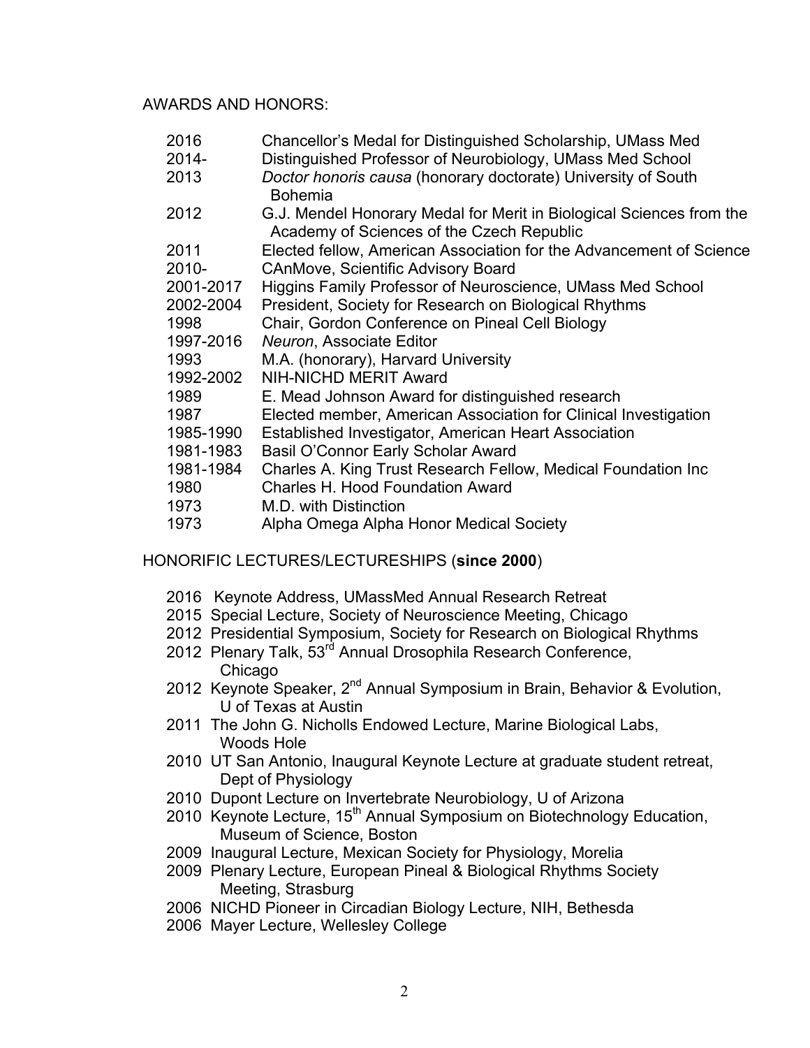## AWARDS AND HONORS:

| | |
|---|---|
| 2016 | Chancellor's Medal for Distinguished Scholarship, UMass Med |
| 2014- | Distinguished Professor of Neurobiology, UMass Med School |
| 2013 | *Doctor honoris causa* (honorary doctorate) University of South Bohemia |
| 2012 | G.J. Mendel Honorary Medal for Merit in Biological Sciences from the Academy of Sciences of the Czech Republic |
| 2011 | Elected fellow, American Association for the Advancement of Science |
| 2010- | CAnMove, Scientific Advisory Board |
| 2001-2017 | Higgins Family Professor of Neuroscience, UMass Med School |
| 2002-2004 | President, Society for Research on Biological Rhythms |
| 1998 | Chair, Gordon Conference on Pineal Cell Biology |
| 1997-2016 | *Neuron*, Associate Editor |
| 1993 | M.A. (honorary), Harvard University |
| 1992-2002 | NIH-NICHD MERIT Award |
| 1989 | E. Mead Johnson Award for distinguished research |
| 1987 | Elected member, American Association for Clinical Investigation |
| 1985-1990 | Established Investigator, American Heart Association |
| 1981-1983 | Basil O'Connor Early Scholar Award |
| 1981-1984 | Charles A. King Trust Research Fellow, Medical Foundation Inc |
| 1980 | Charles H. Hood Foundation Award |
| 1973 | M.D. with Distinction |
| 1973 | Alpha Omega Alpha Honor Medical Society |

## HONORIFIC LECTURES/LECTURESHIPS (**since 2000**)

- 2016 Keynote Address, UMassMed Annual Research Retreat
- 2015 Special Lecture, Society of Neuroscience Meeting, Chicago
- 2012 Presidential Symposium, Society for Research on Biological Rhythms
- 2012 Plenary Talk, 53rd Annual Drosophila Research Conference, Chicago
- 2012 Keynote Speaker, 2nd Annual Symposium in Brain, Behavior & Evolution, U of Texas at Austin
- 2011 The John G. Nicholls Endowed Lecture, Marine Biological Labs, Woods Hole
- 2010 UT San Antonio, Inaugural Keynote Lecture at graduate student retreat, Dept of Physiology
- 2010 Dupont Lecture on Invertebrate Neurobiology, U of Arizona
- 2010 Keynote Lecture, 15th Annual Symposium on Biotechnology Education, Museum of Science, Boston
- 2009 Inaugural Lecture, Mexican Society for Physiology, Morelia
- 2009 Plenary Lecture, European Pineal & Biological Rhythms Society Meeting, Strasburg
- 2006 NICHD Pioneer in Circadian Biology Lecture, NIH, Bethesda
- 2006 Mayer Lecture, Wellesley College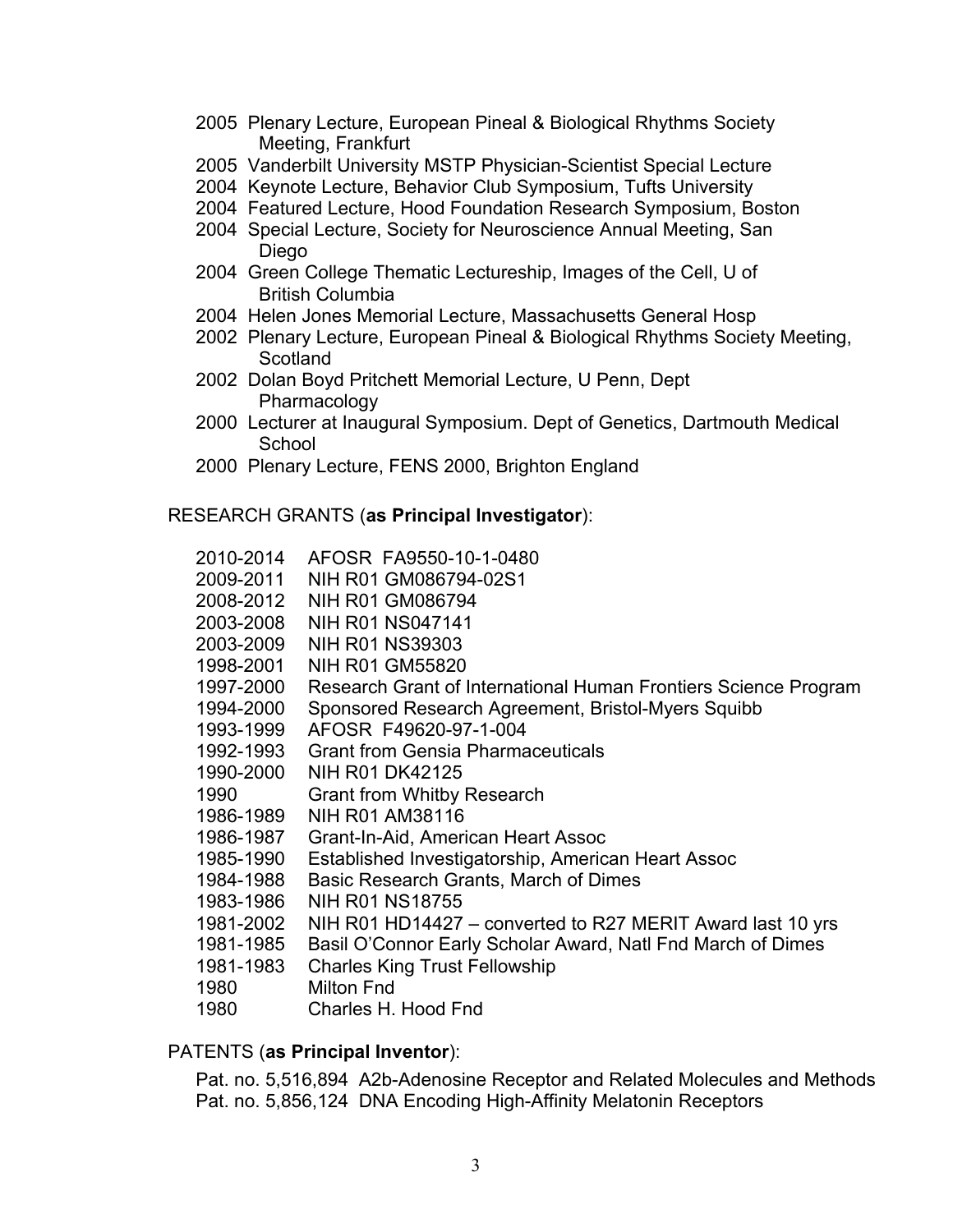- 2005 Plenary Lecture, European Pineal & Biological Rhythms Society Meeting, Frankfurt
- 2005 Vanderbilt University MSTP Physician-Scientist Special Lecture
- 2004 Keynote Lecture, Behavior Club Symposium, Tufts University
- 2004 Featured Lecture, Hood Foundation Research Symposium, Boston
- 2004 Special Lecture, Society for Neuroscience Annual Meeting, San Diego
- 2004 Green College Thematic Lectureship, Images of the Cell, U of British Columbia
- 2004 Helen Jones Memorial Lecture, Massachusetts General Hosp
- 2002 Plenary Lecture, European Pineal & Biological Rhythms Society Meeting, Scotland
- 2002 Dolan Boyd Pritchett Memorial Lecture, U Penn, Dept Pharmacology
- 2000 Lecturer at Inaugural Symposium. Dept of Genetics, Dartmouth Medical School
- 2000 Plenary Lecture, FENS 2000, Brighton England

RESEARCH GRANTS (**as Principal Investigator**):

| | |
|---|---|
| 2010-2014 | AFOSR FA9550-10-1-0480 |
| 2009-2011 | NIH R01 GM086794-02S1 |
| 2008-2012 | NIH R01 GM086794 |
| 2003-2008 | NIH R01 NS047141 |
| 2003-2009 | NIH R01 NS39303 |
| 1998-2001 | NIH R01 GM55820 |
| 1997-2000 | Research Grant of International Human Frontiers Science Program |
| 1994-2000 | Sponsored Research Agreement, Bristol-Myers Squibb |
| 1993-1999 | AFOSR F49620-97-1-004 |
| 1992-1993 | Grant from Gensia Pharmaceuticals |
| 1990-2000 | NIH R01 DK42125 |
| 1990 | Grant from Whitby Research |
| 1986-1989 | NIH R01 AM38116 |
| 1986-1987 | Grant-In-Aid, American Heart Assoc |
| 1985-1990 | Established Investigatorship, American Heart Assoc |
| 1984-1988 | Basic Research Grants, March of Dimes |
| 1983-1986 | NIH R01 NS18755 |
| 1981-2002 | NIH R01 HD14427 – converted to R27 MERIT Award last 10 yrs |
| 1981-1985 | Basil O'Connor Early Scholar Award, Natl Fnd March of Dimes |
| 1981-1983 | Charles King Trust Fellowship |
| 1980 | Milton Fnd |
| 1980 | Charles H. Hood Fnd |

PATENTS (**as Principal Inventor**):

Pat. no. 5,516,894 A2b-Adenosine Receptor and Related Molecules and Methods
Pat. no. 5,856,124 DNA Encoding High-Affinity Melatonin Receptors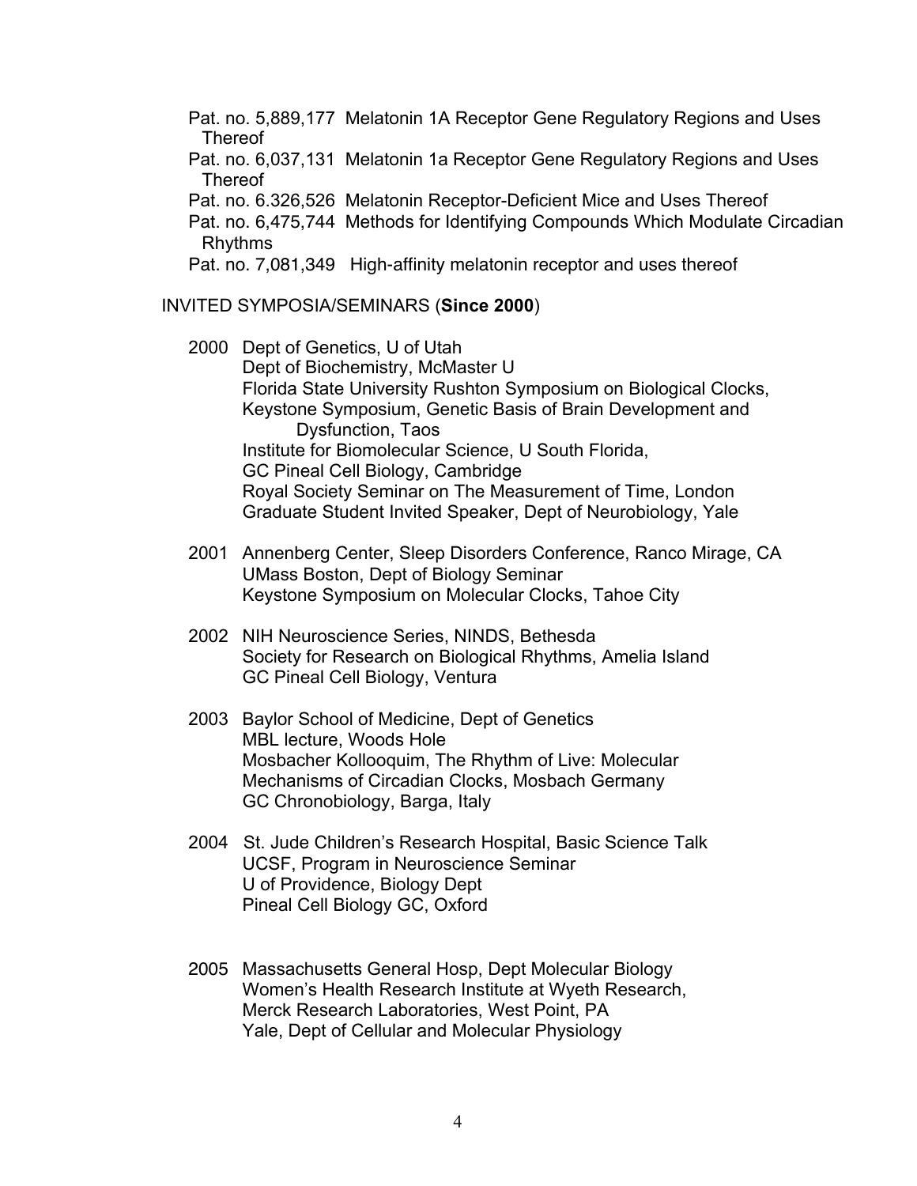Pat. no. 5,889,177 Melatonin 1A Receptor Gene Regulatory Regions and Uses Thereof

Pat. no. 6,037,131 Melatonin 1a Receptor Gene Regulatory Regions and Uses Thereof

Pat. no. 6.326,526 Melatonin Receptor-Deficient Mice and Uses Thereof

Pat. no. 6,475,744 Methods for Identifying Compounds Which Modulate Circadian Rhythms

Pat. no. 7,081,349 High-affinity melatonin receptor and uses thereof

INVITED SYMPOSIA/SEMINARS (**Since 2000**)

2000 Dept of Genetics, U of Utah
Dept of Biochemistry, McMaster U
Florida State University Rushton Symposium on Biological Clocks,
Keystone Symposium, Genetic Basis of Brain Development and Dysfunction, Taos
Institute for Biomolecular Science, U South Florida,
GC Pineal Cell Biology, Cambridge
Royal Society Seminar on The Measurement of Time, London
Graduate Student Invited Speaker, Dept of Neurobiology, Yale

2001 Annenberg Center, Sleep Disorders Conference, Ranco Mirage, CA
UMass Boston, Dept of Biology Seminar
Keystone Symposium on Molecular Clocks, Tahoe City

2002 NIH Neuroscience Series, NINDS, Bethesda
Society for Research on Biological Rhythms, Amelia Island
GC Pineal Cell Biology, Ventura

2003 Baylor School of Medicine, Dept of Genetics
MBL lecture, Woods Hole
Mosbacher Kollooquim, The Rhythm of Live: Molecular Mechanisms of Circadian Clocks, Mosbach Germany
GC Chronobiology, Barga, Italy

2004 St. Jude Children's Research Hospital, Basic Science Talk
UCSF, Program in Neuroscience Seminar
U of Providence, Biology Dept
Pineal Cell Biology GC, Oxford

2005 Massachusetts General Hosp, Dept Molecular Biology
Women's Health Research Institute at Wyeth Research,
Merck Research Laboratories, West Point, PA
Yale, Dept of Cellular and Molecular Physiology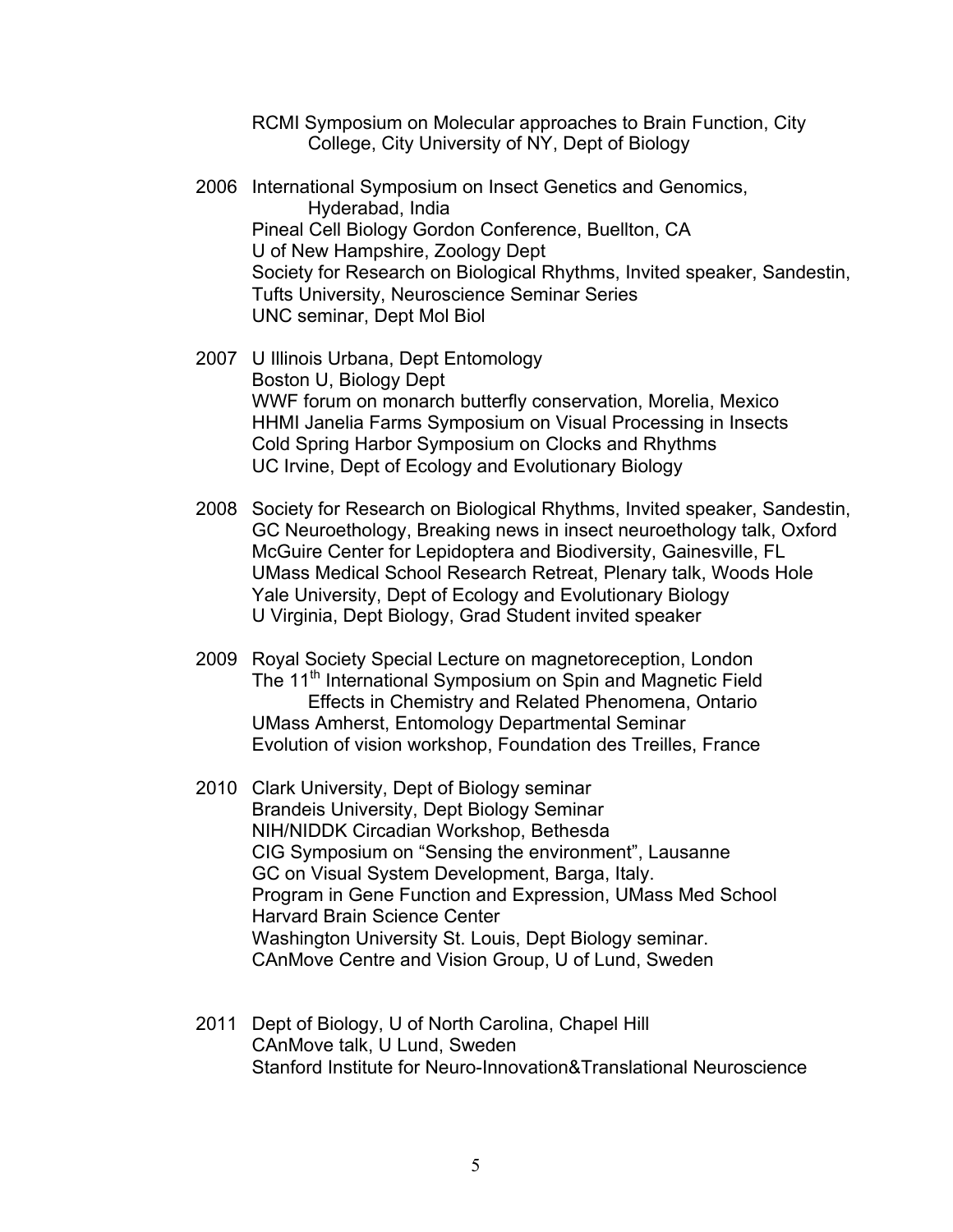RCMI Symposium on Molecular approaches to Brain Function, City College, City University of NY, Dept of Biology

2006 International Symposium on Insect Genetics and Genomics, Hyderabad, India
Pineal Cell Biology Gordon Conference, Buellton, CA
U of New Hampshire, Zoology Dept
Society for Research on Biological Rhythms, Invited speaker, Sandestin,
Tufts University, Neuroscience Seminar Series
UNC seminar, Dept Mol Biol

2007 U Illinois Urbana, Dept Entomology
Boston U, Biology Dept
WWF forum on monarch butterfly conservation, Morelia, Mexico
HHMI Janelia Farms Symposium on Visual Processing in Insects
Cold Spring Harbor Symposium on Clocks and Rhythms
UC Irvine, Dept of Ecology and Evolutionary Biology

2008 Society for Research on Biological Rhythms, Invited speaker, Sandestin,
GC Neuroethology, Breaking news in insect neuroethology talk, Oxford
McGuire Center for Lepidoptera and Biodiversity, Gainesville, FL
UMass Medical School Research Retreat, Plenary talk, Woods Hole
Yale University, Dept of Ecology and Evolutionary Biology
U Virginia, Dept Biology, Grad Student invited speaker

2009 Royal Society Special Lecture on magnetoreception, London
The 11th International Symposium on Spin and Magnetic Field Effects in Chemistry and Related Phenomena, Ontario
UMass Amherst, Entomology Departmental Seminar
Evolution of vision workshop, Foundation des Treilles, France

2010 Clark University, Dept of Biology seminar
Brandeis University, Dept Biology Seminar
NIH/NIDDK Circadian Workshop, Bethesda
CIG Symposium on "Sensing the environment", Lausanne
GC on Visual System Development, Barga, Italy.
Program in Gene Function and Expression, UMass Med School
Harvard Brain Science Center
Washington University St. Louis, Dept Biology seminar.
CAnMove Centre and Vision Group, U of Lund, Sweden

2011 Dept of Biology, U of North Carolina, Chapel Hill
CAnMove talk, U Lund, Sweden
Stanford Institute for Neuro-Innovation&Translational Neuroscience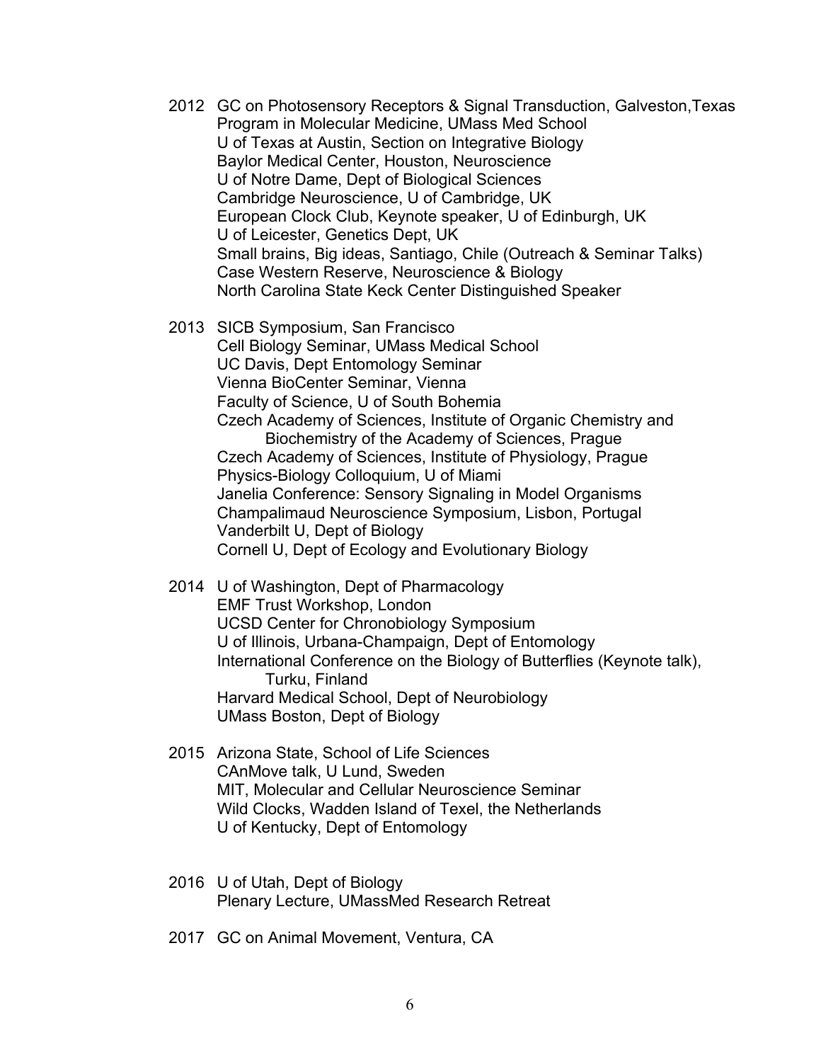2012 GC on Photosensory Receptors & Signal Transduction, Galveston,Texas
Program in Molecular Medicine, UMass Med School
U of Texas at Austin, Section on Integrative Biology
Baylor Medical Center, Houston, Neuroscience
U of Notre Dame, Dept of Biological Sciences
Cambridge Neuroscience, U of Cambridge, UK
European Clock Club, Keynote speaker, U of Edinburgh, UK
U of Leicester, Genetics Dept, UK
Small brains, Big ideas, Santiago, Chile (Outreach & Seminar Talks)
Case Western Reserve, Neuroscience & Biology
North Carolina State Keck Center Distinguished Speaker

2013 SICB Symposium, San Francisco
Cell Biology Seminar, UMass Medical School
UC Davis, Dept Entomology Seminar
Vienna BioCenter Seminar, Vienna
Faculty of Science, U of South Bohemia
Czech Academy of Sciences, Institute of Organic Chemistry and Biochemistry of the Academy of Sciences, Prague
Czech Academy of Sciences, Institute of Physiology, Prague
Physics-Biology Colloquium, U of Miami
Janelia Conference: Sensory Signaling in Model Organisms
Champalimaud Neuroscience Symposium, Lisbon, Portugal
Vanderbilt U, Dept of Biology
Cornell U, Dept of Ecology and Evolutionary Biology

2014 U of Washington, Dept of Pharmacology
EMF Trust Workshop, London
UCSD Center for Chronobiology Symposium
U of Illinois, Urbana-Champaign, Dept of Entomology
International Conference on the Biology of Butterflies (Keynote talk), Turku, Finland
Harvard Medical School, Dept of Neurobiology
UMass Boston, Dept of Biology

2015 Arizona State, School of Life Sciences
CAnMove talk, U Lund, Sweden
MIT, Molecular and Cellular Neuroscience Seminar
Wild Clocks, Wadden Island of Texel, the Netherlands
U of Kentucky, Dept of Entomology

2016 U of Utah, Dept of Biology
Plenary Lecture, UMassMed Research Retreat

2017 GC on Animal Movement, Ventura, CA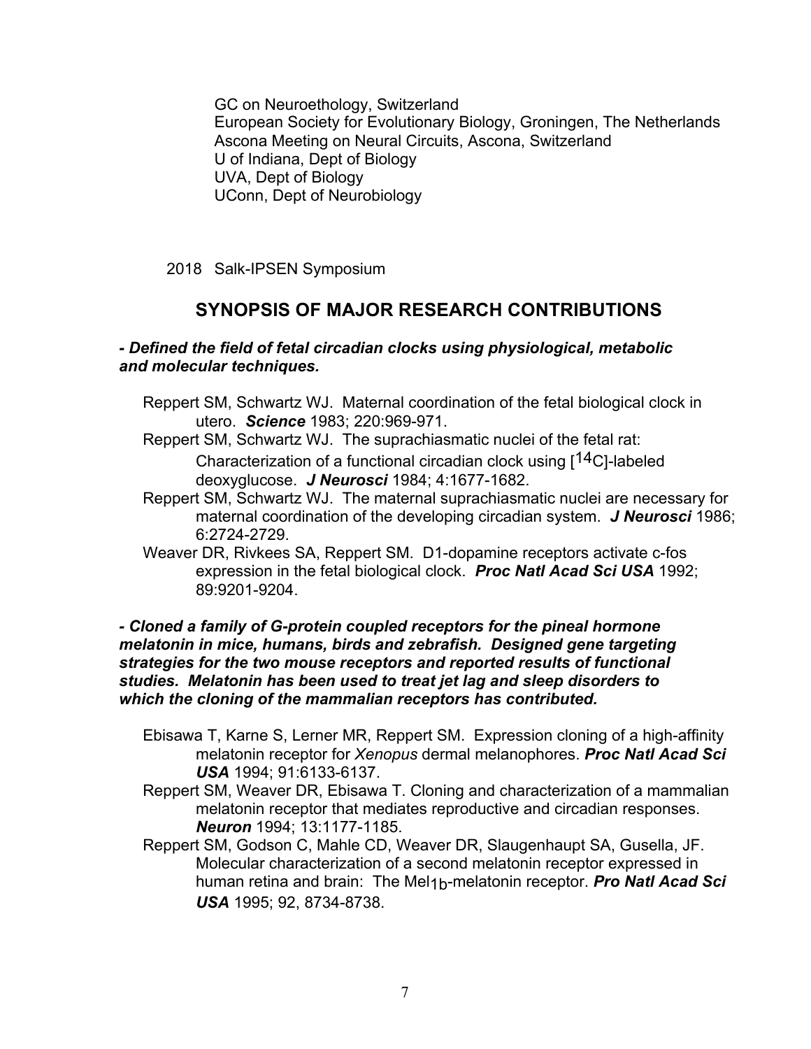GC on Neuroethology, Switzerland
European Society for Evolutionary Biology, Groningen, The Netherlands
Ascona Meeting on Neural Circuits, Ascona, Switzerland
U of Indiana, Dept of Biology
UVA, Dept of Biology
UConn, Dept of Neurobiology

2018 Salk-IPSEN Symposium

## SYNOPSIS OF MAJOR RESEARCH CONTRIBUTIONS

***- Defined the field of fetal circadian clocks using physiological, metabolic and molecular techniques.***

Reppert SM, Schwartz WJ. Maternal coordination of the fetal biological clock in utero. ***Science*** 1983; 220:969-971.

Reppert SM, Schwartz WJ. The suprachiasmatic nuclei of the fetal rat: Characterization of a functional circadian clock using [$^{14}$C]-labeled deoxyglucose. ***J Neurosci*** 1984; 4:1677-1682.

Reppert SM, Schwartz WJ. The maternal suprachiasmatic nuclei are necessary for maternal coordination of the developing circadian system. ***J Neurosci*** 1986; 6:2724-2729.

Weaver DR, Rivkees SA, Reppert SM. D1-dopamine receptors activate c-fos expression in the fetal biological clock. ***Proc Natl Acad Sci USA*** 1992; 89:9201-9204.

***- Cloned a family of G-protein coupled receptors for the pineal hormone melatonin in mice, humans, birds and zebrafish. Designed gene targeting strategies for the two mouse receptors and reported results of functional studies. Melatonin has been used to treat jet lag and sleep disorders to which the cloning of the mammalian receptors has contributed.***

Ebisawa T, Karne S, Lerner MR, Reppert SM. Expression cloning of a high-affinity melatonin receptor for *Xenopus* dermal melanophores. ***Proc Natl Acad Sci USA*** 1994; 91:6133-6137.

Reppert SM, Weaver DR, Ebisawa T. Cloning and characterization of a mammalian melatonin receptor that mediates reproductive and circadian responses. ***Neuron*** 1994; 13:1177-1185.

Reppert SM, Godson C, Mahle CD, Weaver DR, Slaugenhaupt SA, Gusella, JF. Molecular characterization of a second melatonin receptor expressed in human retina and brain: The $Mel_{1b}$-melatonin receptor. ***Pro Natl Acad Sci USA*** 1995; 92, 8734-8738.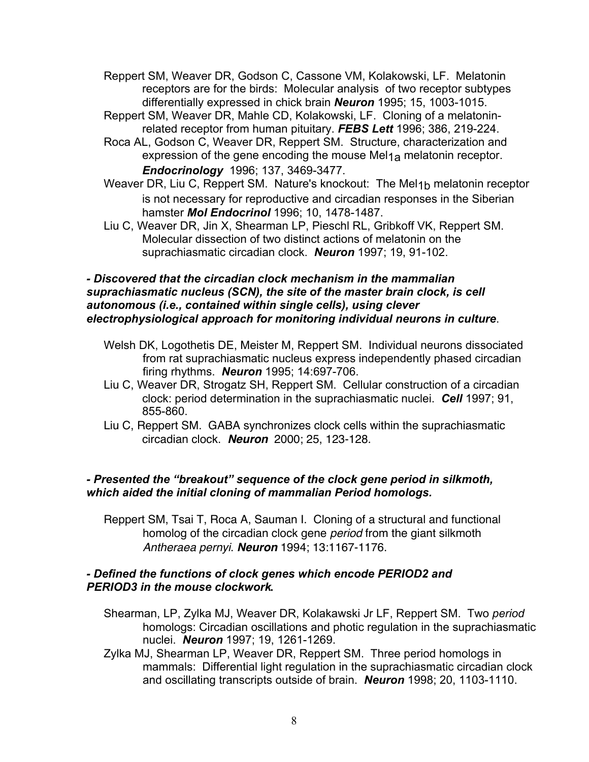Reppert SM, Weaver DR, Godson C, Cassone VM, Kolakowski, LF. Melatonin receptors are for the birds: Molecular analysis of two receptor subtypes differentially expressed in chick brain ***Neuron*** 1995; 15, 1003-1015.

Reppert SM, Weaver DR, Mahle CD, Kolakowski, LF. Cloning of a melatonin-related receptor from human pituitary. ***FEBS Lett*** 1996; 386, 219-224.

Roca AL, Godson C, Weaver DR, Reppert SM. Structure, characterization and expression of the gene encoding the mouse $Mel_{1a}$ melatonin receptor. ***Endocrinology*** 1996; 137, 3469-3477.

Weaver DR, Liu C, Reppert SM. Nature's knockout: The $Mel_{1b}$ melatonin receptor is not necessary for reproductive and circadian responses in the Siberian hamster ***Mol Endocrinol*** 1996; 10, 1478-1487.

Liu C, Weaver DR, Jin X, Shearman LP, Pieschl RL, Gribkoff VK, Reppert SM. Molecular dissection of two distinct actions of melatonin on the suprachiasmatic circadian clock. ***Neuron*** 1997; 19, 91-102.

***- Discovered that the circadian clock mechanism in the mammalian suprachiasmatic nucleus (SCN), the site of the master brain clock, is cell autonomous (i.e., contained within single cells), using clever electrophysiological approach for monitoring individual neurons in culture***.

Welsh DK, Logothetis DE, Meister M, Reppert SM. Individual neurons dissociated from rat suprachiasmatic nucleus express independently phased circadian firing rhythms. ***Neuron*** 1995; 14:697-706.

Liu C, Weaver DR, Strogatz SH, Reppert SM. Cellular construction of a circadian clock: period determination in the suprachiasmatic nuclei. ***Cell*** 1997; 91, 855-860.

Liu C, Reppert SM. GABA synchronizes clock cells within the suprachiasmatic circadian clock. ***Neuron*** 2000; 25, 123-128.

***- Presented the "breakout" sequence of the clock gene period in silkmoth, which aided the initial cloning of mammalian Period homologs.***

Reppert SM, Tsai T, Roca A, Sauman I. Cloning of a structural and functional homolog of the circadian clock gene *period* from the giant silkmoth *Antheraea pernyi*. ***Neuron*** 1994; 13:1167-1176.

***- Defined the functions of clock genes which encode PERIOD2 and PERIOD3 in the mouse clockwork.***

Shearman, LP, Zylka MJ, Weaver DR, Kolakawski Jr LF, Reppert SM. Two *period* homologs: Circadian oscillations and photic regulation in the suprachiasmatic nuclei. ***Neuron*** 1997; 19, 1261-1269.

Zylka MJ, Shearman LP, Weaver DR, Reppert SM. Three period homologs in mammals: Differential light regulation in the suprachiasmatic circadian clock and oscillating transcripts outside of brain. ***Neuron*** 1998; 20, 1103-1110.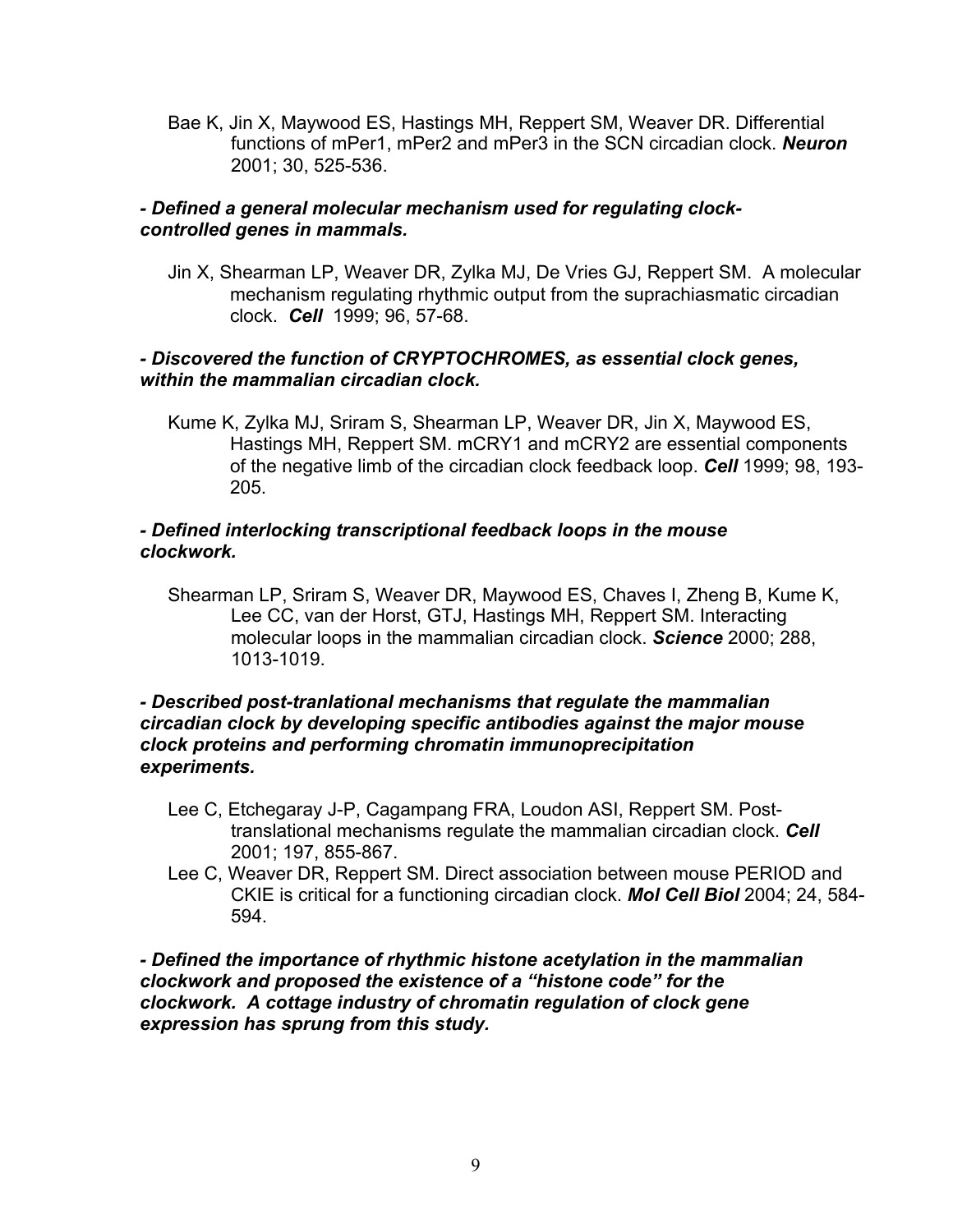Bae K, Jin X, Maywood ES, Hastings MH, Reppert SM, Weaver DR. Differential functions of mPer1, mPer2 and mPer3 in the SCN circadian clock. ***Neuron*** 2001; 30, 525-536.

***- Defined a general molecular mechanism used for regulating clock-controlled genes in mammals.***

Jin X, Shearman LP, Weaver DR, Zylka MJ, De Vries GJ, Reppert SM. A molecular mechanism regulating rhythmic output from the suprachiasmatic circadian clock. ***Cell*** 1999; 96, 57-68.

***- Discovered the function of CRYPTOCHROMES, as essential clock genes, within the mammalian circadian clock.***

Kume K, Zylka MJ, Sriram S, Shearman LP, Weaver DR, Jin X, Maywood ES, Hastings MH, Reppert SM. mCRY1 and mCRY2 are essential components of the negative limb of the circadian clock feedback loop. ***Cell*** 1999; 98, 193-205.

***- Defined interlocking transcriptional feedback loops in the mouse clockwork.***

Shearman LP, Sriram S, Weaver DR, Maywood ES, Chaves I, Zheng B, Kume K, Lee CC, van der Horst, GTJ, Hastings MH, Reppert SM. Interacting molecular loops in the mammalian circadian clock. ***Science*** 2000; 288, 1013-1019.

***- Described post-tranlational mechanisms that regulate the mammalian circadian clock by developing specific antibodies against the major mouse clock proteins and performing chromatin immunoprecipitation experiments.***

Lee C, Etchegaray J-P, Cagampang FRA, Loudon ASI, Reppert SM. Post-translational mechanisms regulate the mammalian circadian clock. ***Cell*** 2001; 197, 855-867.

Lee C, Weaver DR, Reppert SM. Direct association between mouse PERIOD and CKIE is critical for a functioning circadian clock. ***Mol Cell Biol*** 2004; 24, 584-594.

***- Defined the importance of rhythmic histone acetylation in the mammalian clockwork and proposed the existence of a "histone code" for the clockwork. A cottage industry of chromatin regulation of clock gene expression has sprung from this study.***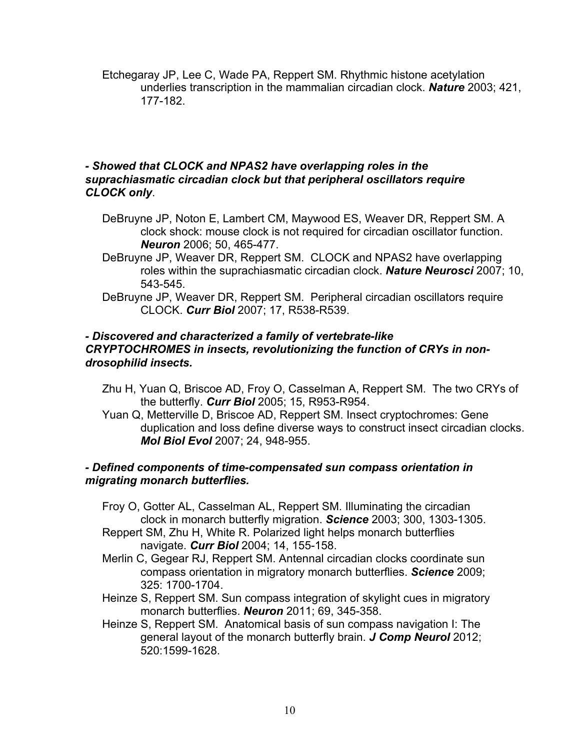Etchegaray JP, Lee C, Wade PA, Reppert SM. Rhythmic histone acetylation underlies transcription in the mammalian circadian clock. ***Nature*** 2003; 421, 177-182.

***- Showed that CLOCK and NPAS2 have overlapping roles in the suprachiasmatic circadian clock but that peripheral oscillators require CLOCK only***.

DeBruyne JP, Noton E, Lambert CM, Maywood ES, Weaver DR, Reppert SM. A clock shock: mouse clock is not required for circadian oscillator function. ***Neuron*** 2006; 50, 465-477.

DeBruyne JP, Weaver DR, Reppert SM. CLOCK and NPAS2 have overlapping roles within the suprachiasmatic circadian clock. ***Nature Neurosci*** 2007; 10, 543-545.

DeBruyne JP, Weaver DR, Reppert SM. Peripheral circadian oscillators require CLOCK. ***Curr Biol*** 2007; 17, R538-R539.

***- Discovered and characterized a family of vertebrate-like CRYPTOCHROMES in insects, revolutionizing the function of CRYs in non-drosophilid insects.***

Zhu H, Yuan Q, Briscoe AD, Froy O, Casselman A, Reppert SM. The two CRYs of the butterfly. ***Curr Biol*** 2005; 15, R953-R954.

Yuan Q, Metterville D, Briscoe AD, Reppert SM. Insect cryptochromes: Gene duplication and loss define diverse ways to construct insect circadian clocks. ***Mol Biol Evol*** 2007; 24, 948-955.

***- Defined components of time-compensated sun compass orientation in migrating monarch butterflies.***

Froy O, Gotter AL, Casselman AL, Reppert SM. Illuminating the circadian clock in monarch butterfly migration. ***Science*** 2003; 300, 1303-1305.

Reppert SM, Zhu H, White R. Polarized light helps monarch butterflies navigate. ***Curr Biol*** 2004; 14, 155-158.

Merlin C, Gegear RJ, Reppert SM. Antennal circadian clocks coordinate sun compass orientation in migratory monarch butterflies. ***Science*** 2009; 325: 1700-1704.

Heinze S, Reppert SM. Sun compass integration of skylight cues in migratory monarch butterflies. ***Neuron*** 2011; 69, 345-358.

Heinze S, Reppert SM. Anatomical basis of sun compass navigation I: The general layout of the monarch butterfly brain. ***J Comp Neurol*** 2012; 520:1599-1628.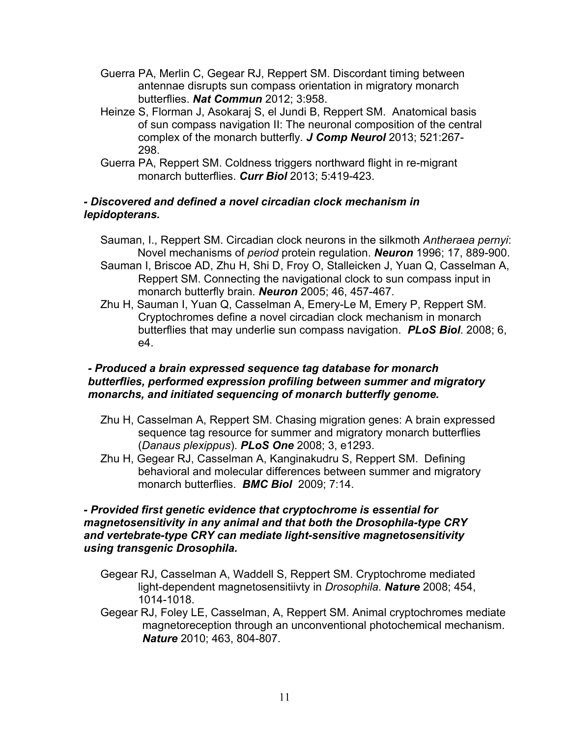Guerra PA, Merlin C, Gegear RJ, Reppert SM. Discordant timing between antennae disrupts sun compass orientation in migratory monarch butterflies. ***Nat Commun*** 2012; 3:958.

Heinze S, Florman J, Asokaraj S, el Jundi B, Reppert SM. Anatomical basis of sun compass navigation II: The neuronal composition of the central complex of the monarch butterfly. ***J Comp Neurol*** 2013; 521:267-298.

Guerra PA, Reppert SM. Coldness triggers northward flight in re-migrant monarch butterflies. ***Curr Biol*** 2013; 5:419-423.

***- Discovered and defined a novel circadian clock mechanism in lepidopterans.***

Sauman, I., Reppert SM. Circadian clock neurons in the silkmoth *Antheraea pernyi*: Novel mechanisms of *period* protein regulation. ***Neuron*** 1996; 17, 889-900.

Sauman I, Briscoe AD, Zhu H, Shi D, Froy O, Stalleicken J, Yuan Q, Casselman A, Reppert SM. Connecting the navigational clock to sun compass input in monarch butterfly brain. ***Neuron*** 2005; 46, 457-467.

Zhu H, Sauman I, Yuan Q, Casselman A, Emery-Le M, Emery P, Reppert SM. Cryptochromes define a novel circadian clock mechanism in monarch butterflies that may underlie sun compass navigation. ***PLoS Biol***. 2008; 6, e4.

***- Produced a brain expressed sequence tag database for monarch butterflies, performed expression profiling between summer and migratory monarchs, and initiated sequencing of monarch butterfly genome.***

Zhu H, Casselman A, Reppert SM. Chasing migration genes: A brain expressed sequence tag resource for summer and migratory monarch butterflies (*Danaus plexippus*). ***PLoS One*** 2008; 3, e1293.

Zhu H, Gegear RJ, Casselman A, Kanginakudru S, Reppert SM. Defining behavioral and molecular differences between summer and migratory monarch butterflies. ***BMC Biol*** 2009; 7:14.

***- Provided first genetic evidence that cryptochrome is essential for magnetosensitivity in any animal and that both the Drosophila-type CRY and vertebrate-type CRY can mediate light-sensitive magnetosensitivity using transgenic Drosophila.***

Gegear RJ, Casselman A, Waddell S, Reppert SM. Cryptochrome mediated light-dependent magnetosensitiivty in *Drosophila*. ***Nature*** 2008; 454, 1014-1018.

Gegear RJ, Foley LE, Casselman, A, Reppert SM. Animal cryptochromes mediate magnetoreception through an unconventional photochemical mechanism. ***Nature*** 2010; 463, 804-807.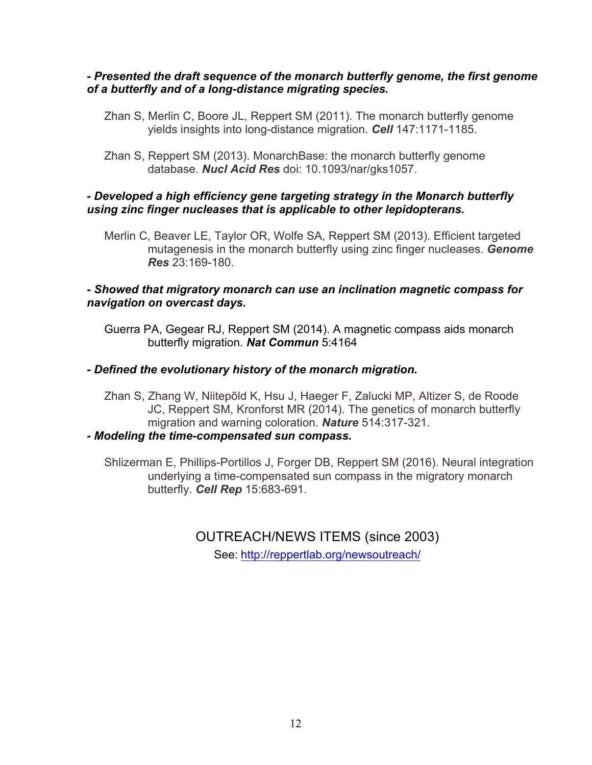***- Presented the draft sequence of the monarch butterfly genome, the first genome of a butterfly and of a long-distance migrating species.***

Zhan S, Merlin C, Boore JL, Reppert SM (2011). The monarch butterfly genome yields insights into long-distance migration. ***Cell*** 147:1171-1185.

Zhan S, Reppert SM (2013). MonarchBase: the monarch butterfly genome database. ***Nucl Acid Res*** doi: 10.1093/nar/gks1057.

***- Developed a high efficiency gene targeting strategy in the Monarch butterfly using zinc finger nucleases that is applicable to other lepidopterans.***

Merlin C, Beaver LE, Taylor OR, Wolfe SA, Reppert SM (2013). Efficient targeted mutagenesis in the monarch butterfly using zinc finger nucleases. ***Genome Res*** 23:169-180.

***- Showed that migratory monarch can use an inclination magnetic compass for navigation on overcast days.***

Guerra PA, Gegear RJ, Reppert SM (2014). A magnetic compass aids monarch butterfly migration. ***Nat Commun*** 5:4164

***- Defined the evolutionary history of the monarch migration.***

Zhan S, Zhang W, Niitepõld K, Hsu J, Haeger F, Zalucki MP, Altizer S, de Roode JC, Reppert SM, Kronforst MR (2014). The genetics of monarch butterfly migration and warning coloration. ***Nature*** 514:317-321.

***- Modeling the time-compensated sun compass.***

Shlizerman E, Phillips-Portillos J, Forger DB, Reppert SM (2016). Neural integration underlying a time-compensated sun compass in the migratory monarch butterfly. ***Cell Rep*** 15:683-691.

## OUTREACH/NEWS ITEMS (since 2003)

See: http://reppertlab.org/newsoutreach/